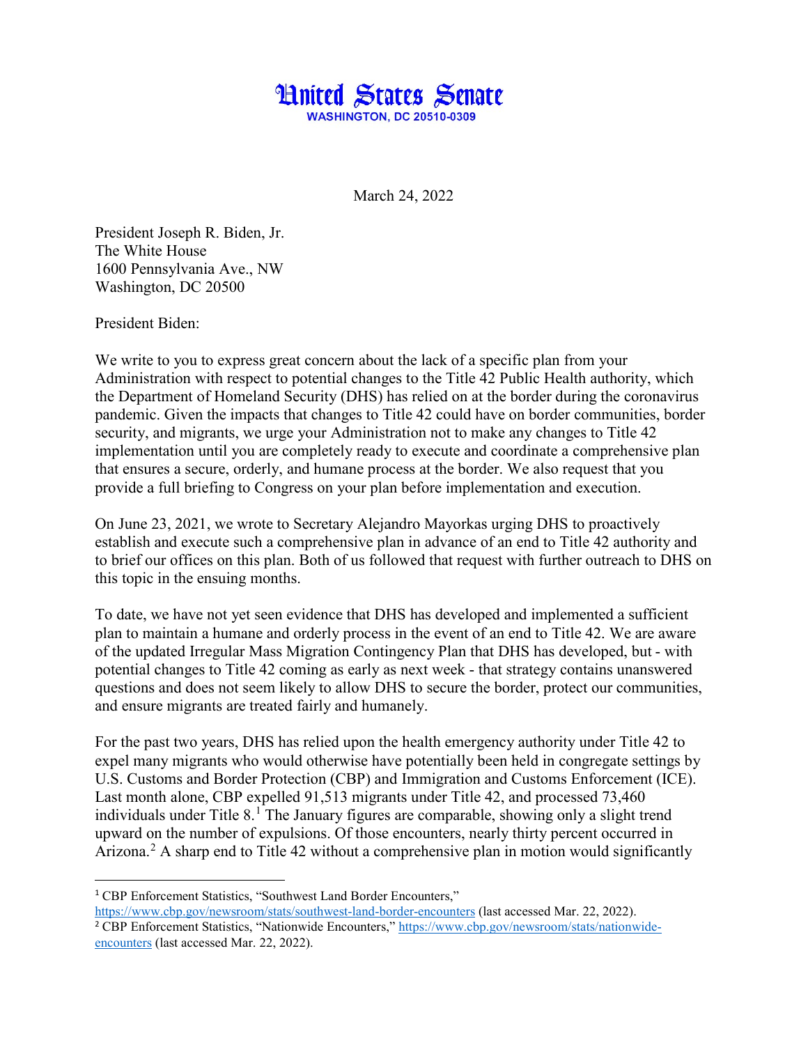# United States Senate

**WASHINGTON, DC 20510-0309**

March 24, 2022

President Joseph R. Biden, Jr.
The White House
1600 Pennsylvania Ave., NW
Washington, DC 20500

President Biden:

We write to you to express great concern about the lack of a specific plan from your Administration with respect to potential changes to the Title 42 Public Health authority, which the Department of Homeland Security (DHS) has relied on at the border during the coronavirus pandemic. Given the impacts that changes to Title 42 could have on border communities, border security, and migrants, we urge your Administration not to make any changes to Title 42 implementation until you are completely ready to execute and coordinate a comprehensive plan that ensures a secure, orderly, and humane process at the border. We also request that you provide a full briefing to Congress on your plan before implementation and execution.

On June 23, 2021, we wrote to Secretary Alejandro Mayorkas urging DHS to proactively establish and execute such a comprehensive plan in advance of an end to Title 42 authority and to brief our offices on this plan. Both of us followed that request with further outreach to DHS on this topic in the ensuing months.

To date, we have not yet seen evidence that DHS has developed and implemented a sufficient plan to maintain a humane and orderly process in the event of an end to Title 42. We are aware of the updated Irregular Mass Migration Contingency Plan that DHS has developed, but - with potential changes to Title 42 coming as early as next week - that strategy contains unanswered questions and does not seem likely to allow DHS to secure the border, protect our communities, and ensure migrants are treated fairly and humanely.

For the past two years, DHS has relied upon the health emergency authority under Title 42 to expel many migrants who would otherwise have potentially been held in congregate settings by U.S. Customs and Border Protection (CBP) and Immigration and Customs Enforcement (ICE). Last month alone, CBP expelled 91,513 migrants under Title 42, and processed 73,460 individuals under Title 8.[1] The January figures are comparable, showing only a slight trend upward on the number of expulsions. Of those encounters, nearly thirty percent occurred in Arizona.[2] A sharp end to Title 42 without a comprehensive plan in motion would significantly

[1] CBP Enforcement Statistics, "Southwest Land Border Encounters," https://www.cbp.gov/newsroom/stats/southwest-land-border-encounters (last accessed Mar. 22, 2022).

[2] CBP Enforcement Statistics, "Nationwide Encounters," https://www.cbp.gov/newsroom/stats/nationwide-encounters (last accessed Mar. 22, 2022).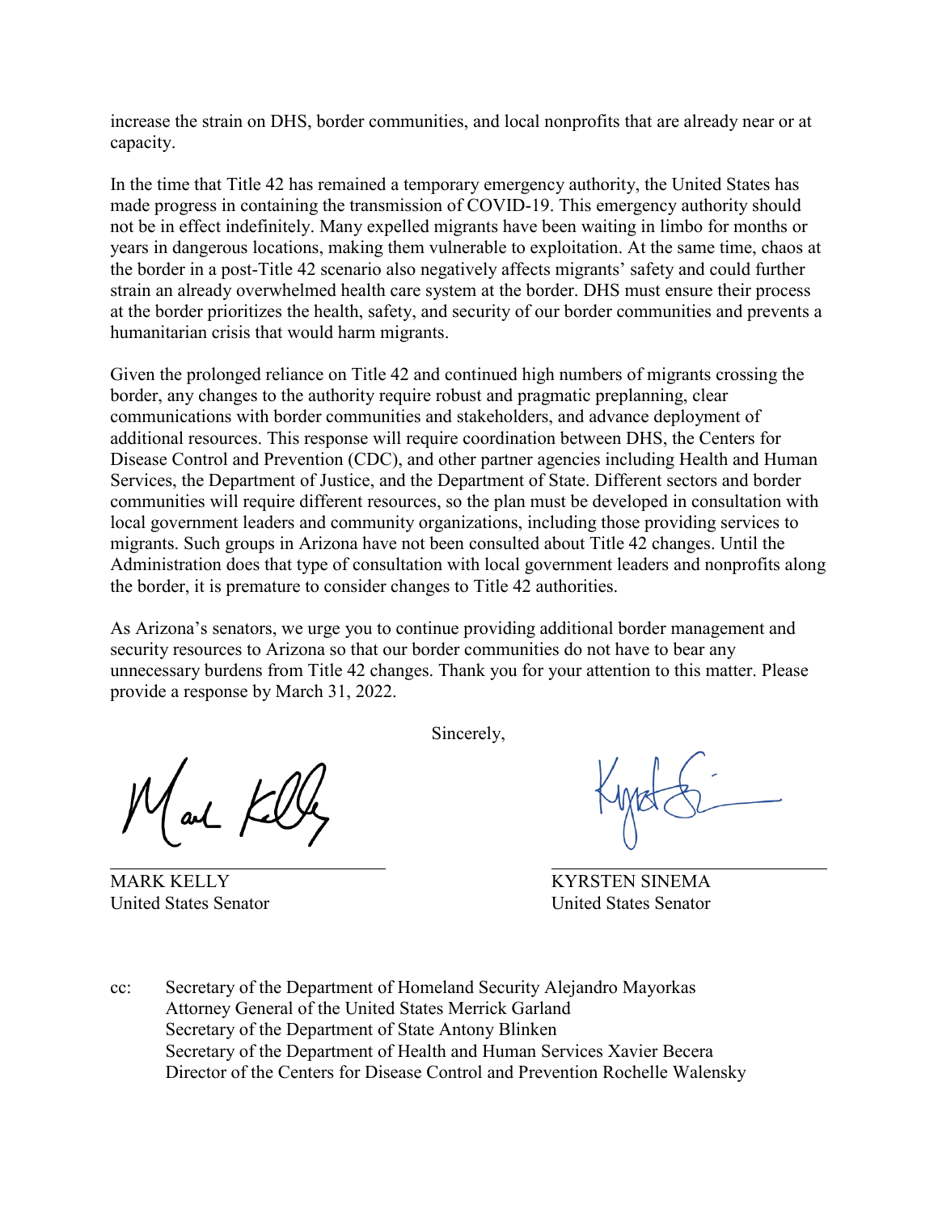increase the strain on DHS, border communities, and local nonprofits that are already near or at capacity.

In the time that Title 42 has remained a temporary emergency authority, the United States has made progress in containing the transmission of COVID-19. This emergency authority should not be in effect indefinitely. Many expelled migrants have been waiting in limbo for months or years in dangerous locations, making them vulnerable to exploitation. At the same time, chaos at the border in a post-Title 42 scenario also negatively affects migrants' safety and could further strain an already overwhelmed health care system at the border. DHS must ensure their process at the border prioritizes the health, safety, and security of our border communities and prevents a humanitarian crisis that would harm migrants.

Given the prolonged reliance on Title 42 and continued high numbers of migrants crossing the border, any changes to the authority require robust and pragmatic preplanning, clear communications with border communities and stakeholders, and advance deployment of additional resources. This response will require coordination between DHS, the Centers for Disease Control and Prevention (CDC), and other partner agencies including Health and Human Services, the Department of Justice, and the Department of State. Different sectors and border communities will require different resources, so the plan must be developed in consultation with local government leaders and community organizations, including those providing services to migrants. Such groups in Arizona have not been consulted about Title 42 changes. Until the Administration does that type of consultation with local government leaders and nonprofits along the border, it is premature to consider changes to Title 42 authorities.

As Arizona's senators, we urge you to continue providing additional border management and security resources to Arizona so that our border communities do not have to bear any unnecessary burdens from Title 42 changes. Thank you for your attention to this matter. Please provide a response by March 31, 2022.

Sincerely,

MARK KELLY
United States Senator

KYRSTEN SINEMA
United States Senator

cc: Secretary of the Department of Homeland Security Alejandro Mayorkas
Attorney General of the United States Merrick Garland
Secretary of the Department of State Antony Blinken
Secretary of the Department of Health and Human Services Xavier Becera
Director of the Centers for Disease Control and Prevention Rochelle Walensky